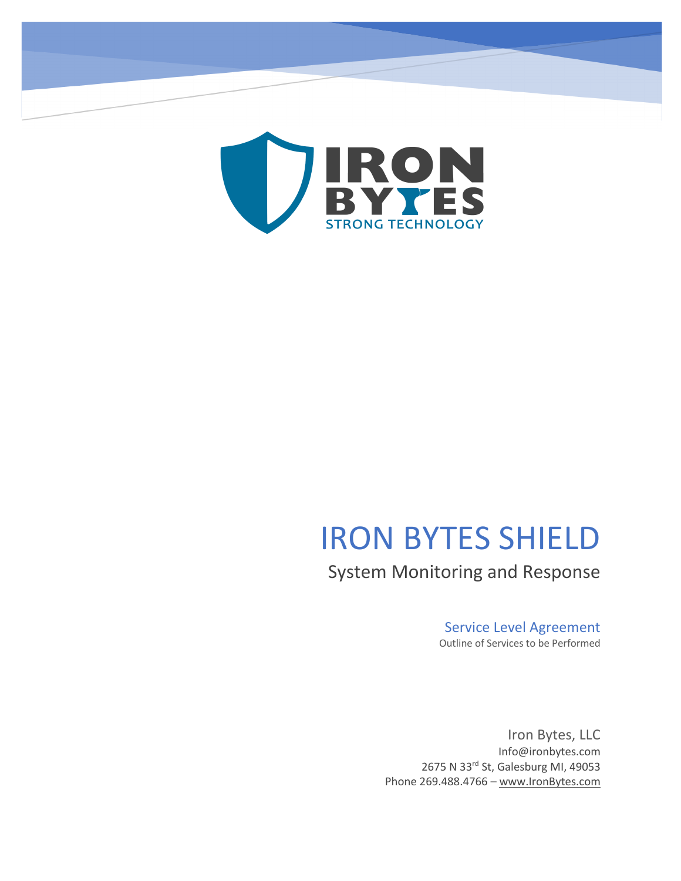# IRON BYTES SHIELD

## System Monitoring and Response

### Service Level Agreement

Outline of Services to be Performed

Iron Bytes, LLC
Info@ironbytes.com
2675 N 33rd St, Galesburg MI, 49053
Phone 269.488.4766 – www.IronBytes.com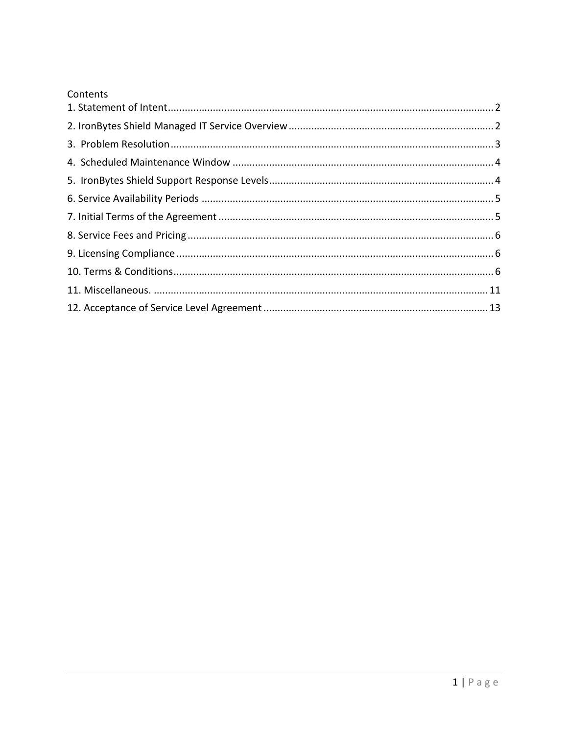Contents

1. Statement of Intent .......... 2
2. IronBytes Shield Managed IT Service Overview .......... 2
3. Problem Resolution .......... 3
4. Scheduled Maintenance Window .......... 4
5. IronBytes Shield Support Response Levels .......... 4
6. Service Availability Periods .......... 5
7. Initial Terms of the Agreement .......... 5
8. Service Fees and Pricing .......... 6
9. Licensing Compliance .......... 6
10. Terms & Conditions .......... 6
11. Miscellaneous. .......... 11
12. Acceptance of Service Level Agreement .......... 13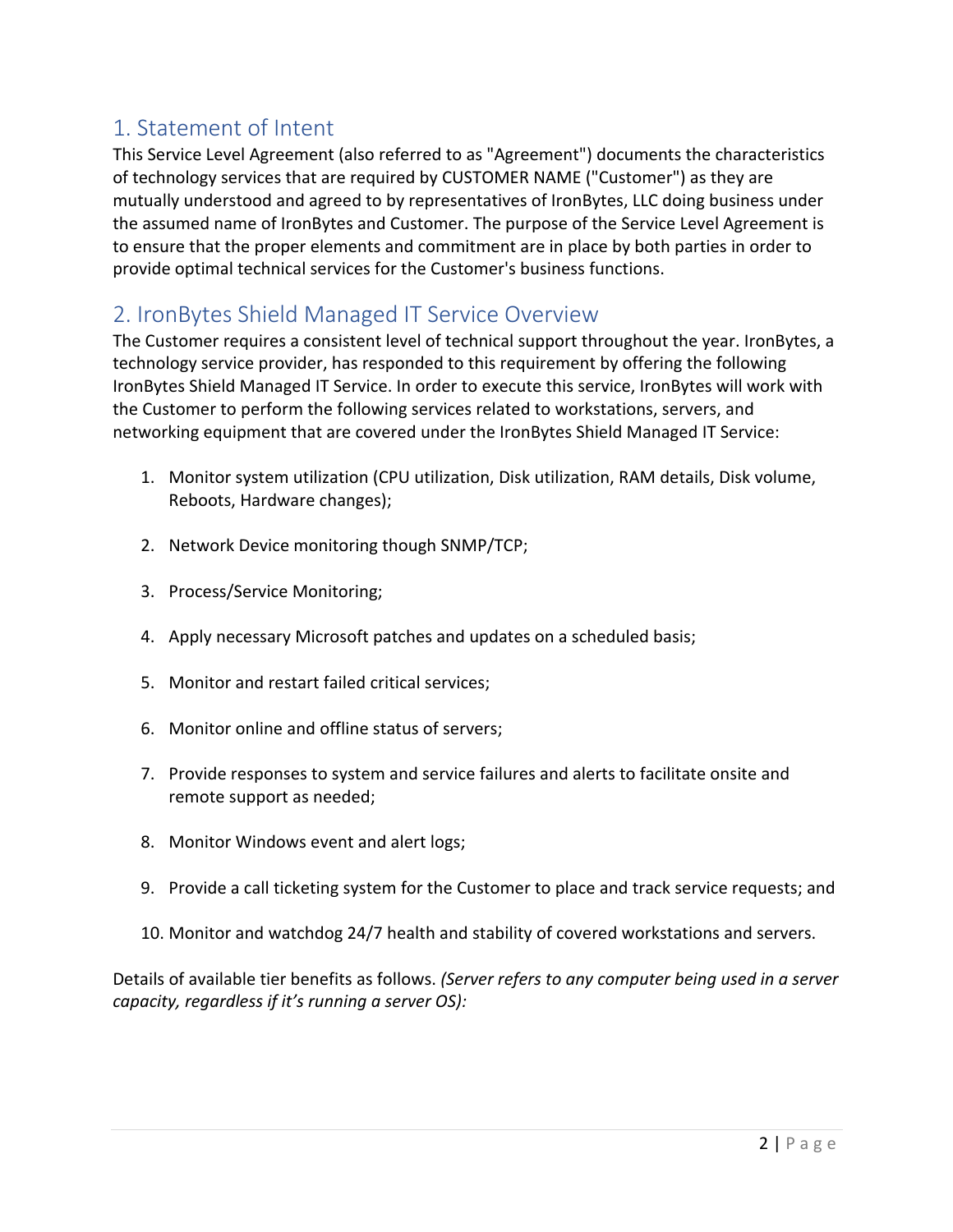## 1. Statement of Intent

This Service Level Agreement (also referred to as "Agreement") documents the characteristics of technology services that are required by CUSTOMER NAME ("Customer") as they are mutually understood and agreed to by representatives of IronBytes, LLC doing business under the assumed name of IronBytes and Customer. The purpose of the Service Level Agreement is to ensure that the proper elements and commitment are in place by both parties in order to provide optimal technical services for the Customer's business functions.

## 2. IronBytes Shield Managed IT Service Overview

The Customer requires a consistent level of technical support throughout the year. IronBytes, a technology service provider, has responded to this requirement by offering the following IronBytes Shield Managed IT Service. In order to execute this service, IronBytes will work with the Customer to perform the following services related to workstations, servers, and networking equipment that are covered under the IronBytes Shield Managed IT Service:

1. Monitor system utilization (CPU utilization, Disk utilization, RAM details, Disk volume, Reboots, Hardware changes);
2. Network Device monitoring though SNMP/TCP;
3. Process/Service Monitoring;
4. Apply necessary Microsoft patches and updates on a scheduled basis;
5. Monitor and restart failed critical services;
6. Monitor online and offline status of servers;
7. Provide responses to system and service failures and alerts to facilitate onsite and remote support as needed;
8. Monitor Windows event and alert logs;
9. Provide a call ticketing system for the Customer to place and track service requests; and
10. Monitor and watchdog 24/7 health and stability of covered workstations and servers.

Details of available tier benefits as follows. *(Server refers to any computer being used in a server capacity, regardless if it's running a server OS):*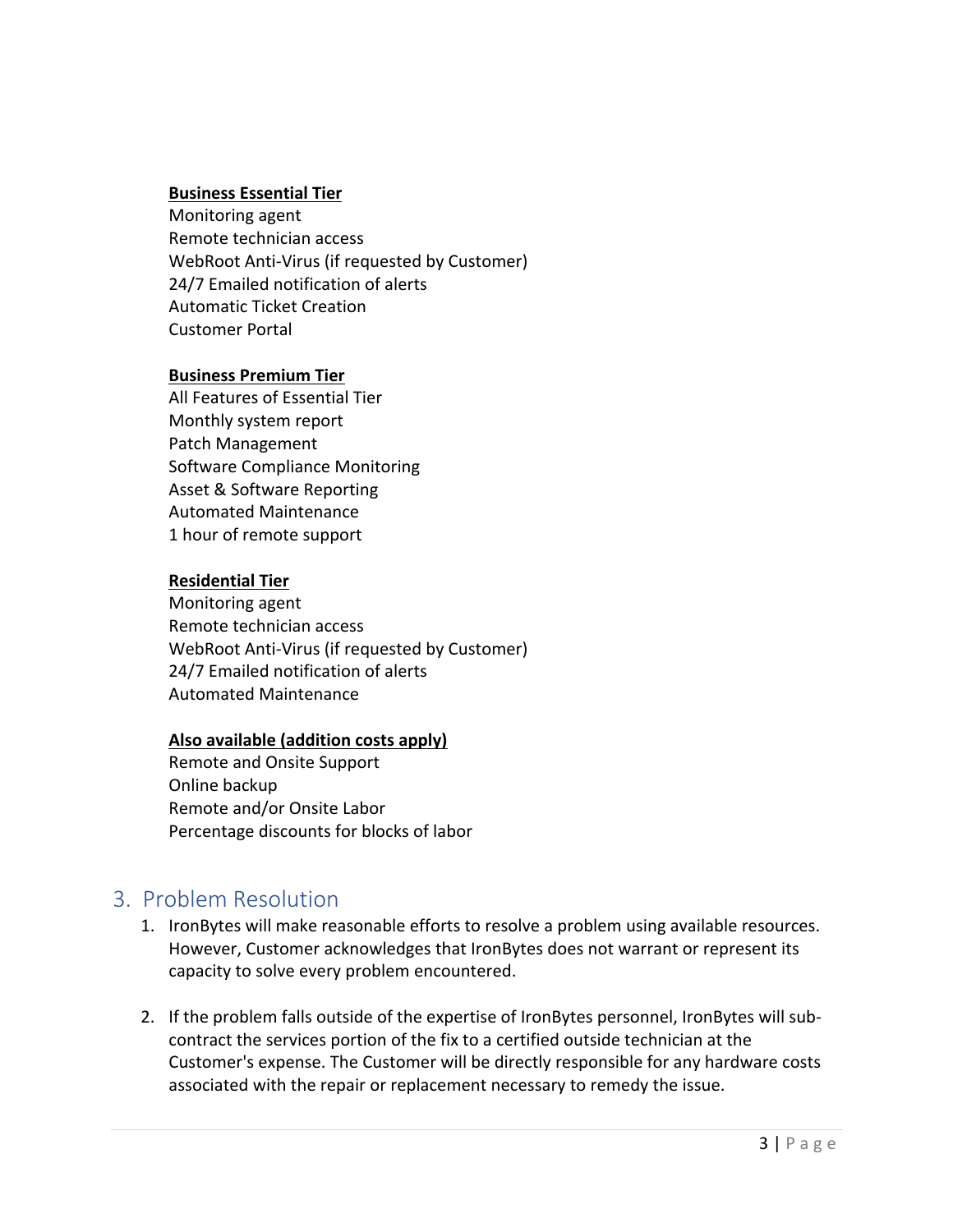**Business Essential Tier**

Monitoring agent
Remote technician access
WebRoot Anti-Virus (if requested by Customer)
24/7 Emailed notification of alerts
Automatic Ticket Creation
Customer Portal

**Business Premium Tier**

All Features of Essential Tier
Monthly system report
Patch Management
Software Compliance Monitoring
Asset & Software Reporting
Automated Maintenance
1 hour of remote support

**Residential Tier**

Monitoring agent
Remote technician access
WebRoot Anti-Virus (if requested by Customer)
24/7 Emailed notification of alerts
Automated Maintenance

**Also available (addition costs apply)**

Remote and Onsite Support
Online backup
Remote and/or Onsite Labor
Percentage discounts for blocks of labor

## 3. Problem Resolution

1. IronBytes will make reasonable efforts to resolve a problem using available resources. However, Customer acknowledges that IronBytes does not warrant or represent its capacity to solve every problem encountered.

2. If the problem falls outside of the expertise of IronBytes personnel, IronBytes will sub-contract the services portion of the fix to a certified outside technician at the Customer's expense. The Customer will be directly responsible for any hardware costs associated with the repair or replacement necessary to remedy the issue.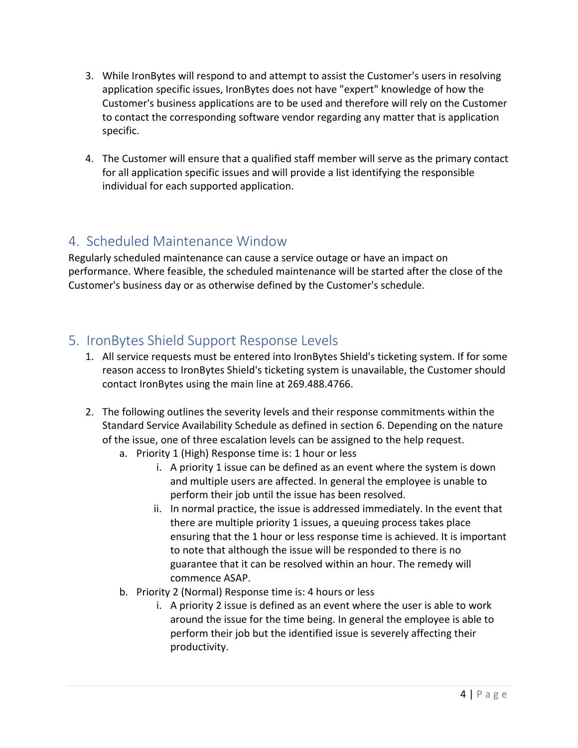3. While IronBytes will respond to and attempt to assist the Customer's users in resolving application specific issues, IronBytes does not have "expert" knowledge of how the Customer's business applications are to be used and therefore will rely on the Customer to contact the corresponding software vendor regarding any matter that is application specific.

4. The Customer will ensure that a qualified staff member will serve as the primary contact for all application specific issues and will provide a list identifying the responsible individual for each supported application.

## 4. Scheduled Maintenance Window

Regularly scheduled maintenance can cause a service outage or have an impact on performance. Where feasible, the scheduled maintenance will be started after the close of the Customer's business day or as otherwise defined by the Customer's schedule.

## 5. IronBytes Shield Support Response Levels

1. All service requests must be entered into IronBytes Shield's ticketing system. If for some reason access to IronBytes Shield's ticketing system is unavailable, the Customer should contact IronBytes using the main line at 269.488.4766.

2. The following outlines the severity levels and their response commitments within the Standard Service Availability Schedule as defined in section 6. Depending on the nature of the issue, one of three escalation levels can be assigned to the help request.
   a. Priority 1 (High) Response time is: 1 hour or less
      i. A priority 1 issue can be defined as an event where the system is down and multiple users are affected. In general the employee is unable to perform their job until the issue has been resolved.
      ii. In normal practice, the issue is addressed immediately. In the event that there are multiple priority 1 issues, a queuing process takes place ensuring that the 1 hour or less response time is achieved. It is important to note that although the issue will be responded to there is no guarantee that it can be resolved within an hour. The remedy will commence ASAP.
   b. Priority 2 (Normal) Response time is: 4 hours or less
      i. A priority 2 issue is defined as an event where the user is able to work around the issue for the time being. In general the employee is able to perform their job but the identified issue is severely affecting their productivity.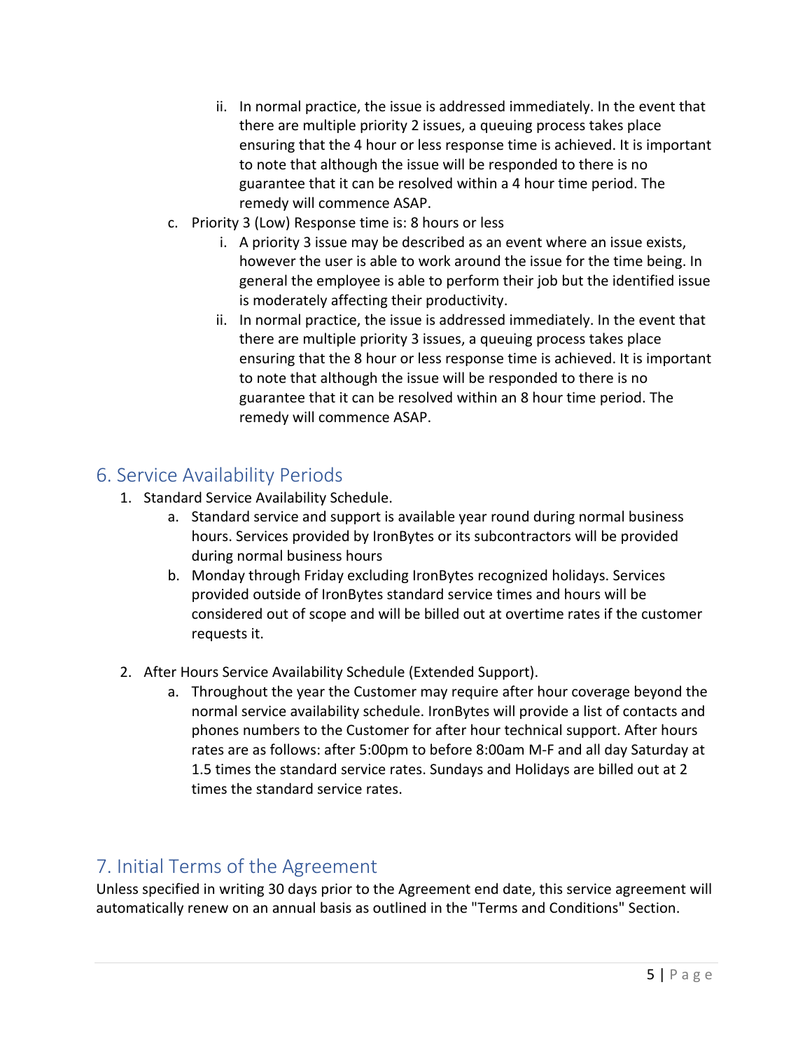ii. In normal practice, the issue is addressed immediately. In the event that there are multiple priority 2 issues, a queuing process takes place ensuring that the 4 hour or less response time is achieved. It is important to note that although the issue will be responded to there is no guarantee that it can be resolved within a 4 hour time period. The remedy will commence ASAP.

c. Priority 3 (Low) Response time is: 8 hours or less
   i. A priority 3 issue may be described as an event where an issue exists, however the user is able to work around the issue for the time being. In general the employee is able to perform their job but the identified issue is moderately affecting their productivity.
   ii. In normal practice, the issue is addressed immediately. In the event that there are multiple priority 3 issues, a queuing process takes place ensuring that the 8 hour or less response time is achieved. It is important to note that although the issue will be responded to there is no guarantee that it can be resolved within an 8 hour time period. The remedy will commence ASAP.

## 6. Service Availability Periods

1. Standard Service Availability Schedule.
   a. Standard service and support is available year round during normal business hours. Services provided by IronBytes or its subcontractors will be provided during normal business hours
   b. Monday through Friday excluding IronBytes recognized holidays. Services provided outside of IronBytes standard service times and hours will be considered out of scope and will be billed out at overtime rates if the customer requests it.

2. After Hours Service Availability Schedule (Extended Support).
   a. Throughout the year the Customer may require after hour coverage beyond the normal service availability schedule. IronBytes will provide a list of contacts and phones numbers to the Customer for after hour technical support. After hours rates are as follows: after 5:00pm to before 8:00am M-F and all day Saturday at 1.5 times the standard service rates. Sundays and Holidays are billed out at 2 times the standard service rates.

## 7. Initial Terms of the Agreement

Unless specified in writing 30 days prior to the Agreement end date, this service agreement will automatically renew on an annual basis as outlined in the "Terms and Conditions" Section.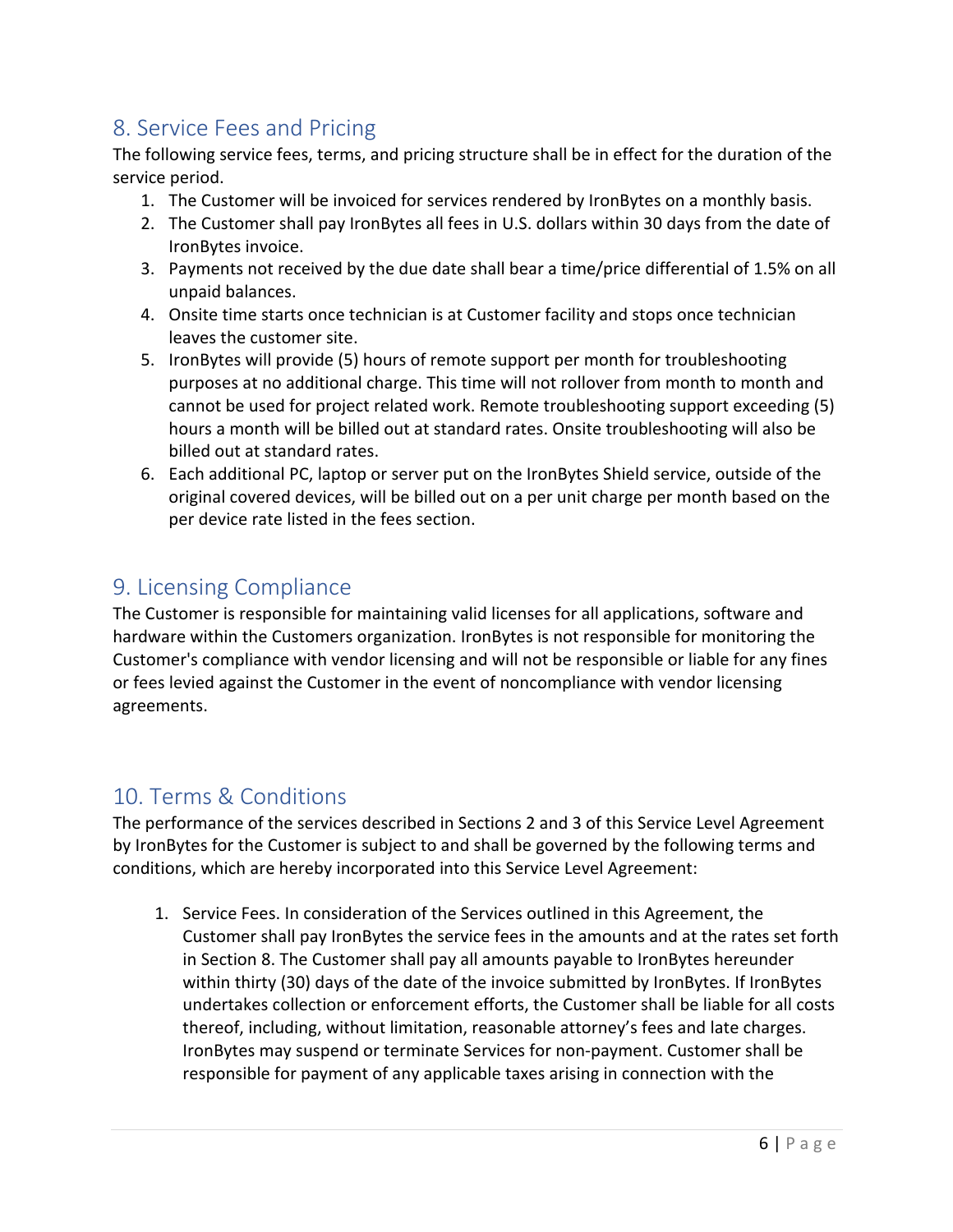## 8. Service Fees and Pricing

The following service fees, terms, and pricing structure shall be in effect for the duration of the service period.

1. The Customer will be invoiced for services rendered by IronBytes on a monthly basis.
2. The Customer shall pay IronBytes all fees in U.S. dollars within 30 days from the date of IronBytes invoice.
3. Payments not received by the due date shall bear a time/price differential of 1.5% on all unpaid balances.
4. Onsite time starts once technician is at Customer facility and stops once technician leaves the customer site.
5. IronBytes will provide (5) hours of remote support per month for troubleshooting purposes at no additional charge. This time will not rollover from month to month and cannot be used for project related work. Remote troubleshooting support exceeding (5) hours a month will be billed out at standard rates. Onsite troubleshooting will also be billed out at standard rates.
6. Each additional PC, laptop or server put on the IronBytes Shield service, outside of the original covered devices, will be billed out on a per unit charge per month based on the per device rate listed in the fees section.

## 9. Licensing Compliance

The Customer is responsible for maintaining valid licenses for all applications, software and hardware within the Customers organization. IronBytes is not responsible for monitoring the Customer's compliance with vendor licensing and will not be responsible or liable for any fines or fees levied against the Customer in the event of noncompliance with vendor licensing agreements.

## 10. Terms & Conditions

The performance of the services described in Sections 2 and 3 of this Service Level Agreement by IronBytes for the Customer is subject to and shall be governed by the following terms and conditions, which are hereby incorporated into this Service Level Agreement:

1. Service Fees. In consideration of the Services outlined in this Agreement, the Customer shall pay IronBytes the service fees in the amounts and at the rates set forth in Section 8. The Customer shall pay all amounts payable to IronBytes hereunder within thirty (30) days of the date of the invoice submitted by IronBytes. If IronBytes undertakes collection or enforcement efforts, the Customer shall be liable for all costs thereof, including, without limitation, reasonable attorney's fees and late charges. IronBytes may suspend or terminate Services for non-payment. Customer shall be responsible for payment of any applicable taxes arising in connection with the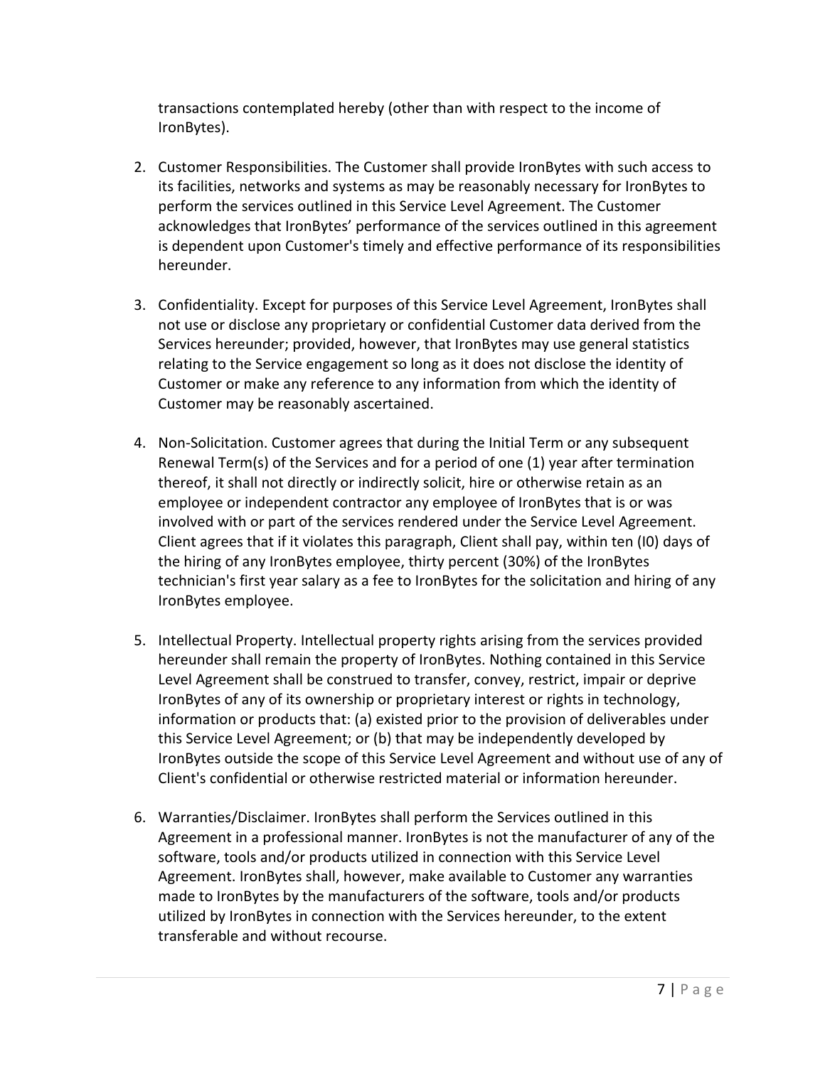transactions contemplated hereby (other than with respect to the income of IronBytes).

2. Customer Responsibilities. The Customer shall provide IronBytes with such access to its facilities, networks and systems as may be reasonably necessary for IronBytes to perform the services outlined in this Service Level Agreement. The Customer acknowledges that IronBytes' performance of the services outlined in this agreement is dependent upon Customer's timely and effective performance of its responsibilities hereunder.

3. Confidentiality. Except for purposes of this Service Level Agreement, IronBytes shall not use or disclose any proprietary or confidential Customer data derived from the Services hereunder; provided, however, that IronBytes may use general statistics relating to the Service engagement so long as it does not disclose the identity of Customer or make any reference to any information from which the identity of Customer may be reasonably ascertained.

4. Non-Solicitation. Customer agrees that during the Initial Term or any subsequent Renewal Term(s) of the Services and for a period of one (1) year after termination thereof, it shall not directly or indirectly solicit, hire or otherwise retain as an employee or independent contractor any employee of IronBytes that is or was involved with or part of the services rendered under the Service Level Agreement. Client agrees that if it violates this paragraph, Client shall pay, within ten (I0) days of the hiring of any IronBytes employee, thirty percent (30%) of the IronBytes technician's first year salary as a fee to IronBytes for the solicitation and hiring of any IronBytes employee.

5. Intellectual Property. Intellectual property rights arising from the services provided hereunder shall remain the property of IronBytes. Nothing contained in this Service Level Agreement shall be construed to transfer, convey, restrict, impair or deprive IronBytes of any of its ownership or proprietary interest or rights in technology, information or products that: (a) existed prior to the provision of deliverables under this Service Level Agreement; or (b) that may be independently developed by IronBytes outside the scope of this Service Level Agreement and without use of any of Client's confidential or otherwise restricted material or information hereunder.

6. Warranties/Disclaimer. IronBytes shall perform the Services outlined in this Agreement in a professional manner. IronBytes is not the manufacturer of any of the software, tools and/or products utilized in connection with this Service Level Agreement. IronBytes shall, however, make available to Customer any warranties made to IronBytes by the manufacturers of the software, tools and/or products utilized by IronBytes in connection with the Services hereunder, to the extent transferable and without recourse.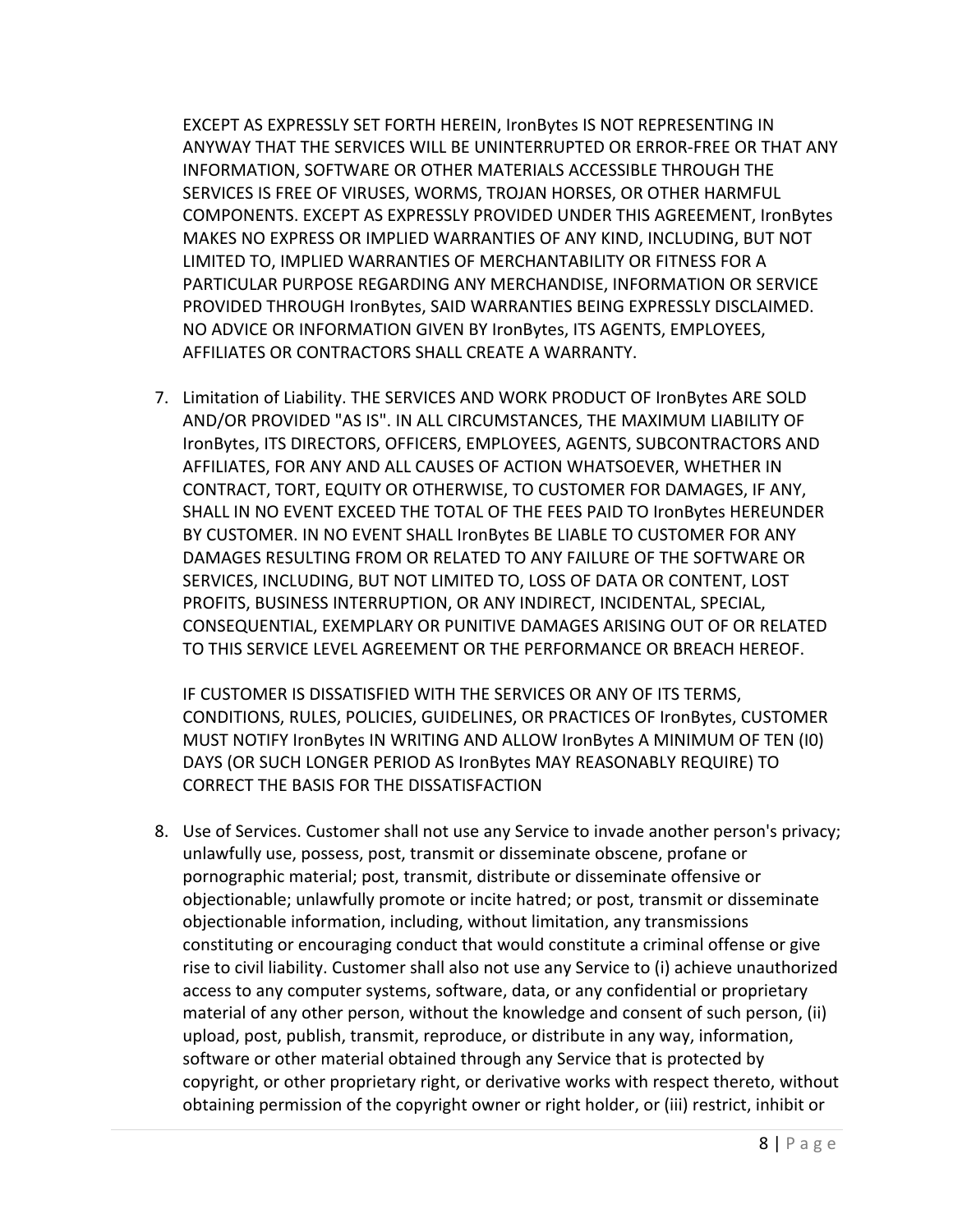EXCEPT AS EXPRESSLY SET FORTH HEREIN, IronBytes IS NOT REPRESENTING IN ANYWAY THAT THE SERVICES WILL BE UNINTERRUPTED OR ERROR-FREE OR THAT ANY INFORMATION, SOFTWARE OR OTHER MATERIALS ACCESSIBLE THROUGH THE SERVICES IS FREE OF VIRUSES, WORMS, TROJAN HORSES, OR OTHER HARMFUL COMPONENTS. EXCEPT AS EXPRESSLY PROVIDED UNDER THIS AGREEMENT, IronBytes MAKES NO EXPRESS OR IMPLIED WARRANTIES OF ANY KIND, INCLUDING, BUT NOT LIMITED TO, IMPLIED WARRANTIES OF MERCHANTABILITY OR FITNESS FOR A PARTICULAR PURPOSE REGARDING ANY MERCHANDISE, INFORMATION OR SERVICE PROVIDED THROUGH IronBytes, SAID WARRANTIES BEING EXPRESSLY DISCLAIMED. NO ADVICE OR INFORMATION GIVEN BY IronBytes, ITS AGENTS, EMPLOYEES, AFFILIATES OR CONTRACTORS SHALL CREATE A WARRANTY.

7. Limitation of Liability. THE SERVICES AND WORK PRODUCT OF IronBytes ARE SOLD AND/OR PROVIDED "AS IS". IN ALL CIRCUMSTANCES, THE MAXIMUM LIABILITY OF IronBytes, ITS DIRECTORS, OFFICERS, EMPLOYEES, AGENTS, SUBCONTRACTORS AND AFFILIATES, FOR ANY AND ALL CAUSES OF ACTION WHATSOEVER, WHETHER IN CONTRACT, TORT, EQUITY OR OTHERWISE, TO CUSTOMER FOR DAMAGES, IF ANY, SHALL IN NO EVENT EXCEED THE TOTAL OF THE FEES PAID TO IronBytes HEREUNDER BY CUSTOMER. IN NO EVENT SHALL IronBytes BE LIABLE TO CUSTOMER FOR ANY DAMAGES RESULTING FROM OR RELATED TO ANY FAILURE OF THE SOFTWARE OR SERVICES, INCLUDING, BUT NOT LIMITED TO, LOSS OF DATA OR CONTENT, LOST PROFITS, BUSINESS INTERRUPTION, OR ANY INDIRECT, INCIDENTAL, SPECIAL, CONSEQUENTIAL, EXEMPLARY OR PUNITIVE DAMAGES ARISING OUT OF OR RELATED TO THIS SERVICE LEVEL AGREEMENT OR THE PERFORMANCE OR BREACH HEREOF.

   IF CUSTOMER IS DISSATISFIED WITH THE SERVICES OR ANY OF ITS TERMS, CONDITIONS, RULES, POLICIES, GUIDELINES, OR PRACTICES OF IronBytes, CUSTOMER MUST NOTIFY IronBytes IN WRITING AND ALLOW IronBytes A MINIMUM OF TEN (I0) DAYS (OR SUCH LONGER PERIOD AS IronBytes MAY REASONABLY REQUIRE) TO CORRECT THE BASIS FOR THE DISSATISFACTION

8. Use of Services. Customer shall not use any Service to invade another person's privacy; unlawfully use, possess, post, transmit or disseminate obscene, profane or pornographic material; post, transmit, distribute or disseminate offensive or objectionable; unlawfully promote or incite hatred; or post, transmit or disseminate objectionable information, including, without limitation, any transmissions constituting or encouraging conduct that would constitute a criminal offense or give rise to civil liability. Customer shall also not use any Service to (i) achieve unauthorized access to any computer systems, software, data, or any confidential or proprietary material of any other person, without the knowledge and consent of such person, (ii) upload, post, publish, transmit, reproduce, or distribute in any way, information, software or other material obtained through any Service that is protected by copyright, or other proprietary right, or derivative works with respect thereto, without obtaining permission of the copyright owner or right holder, or (iii) restrict, inhibit or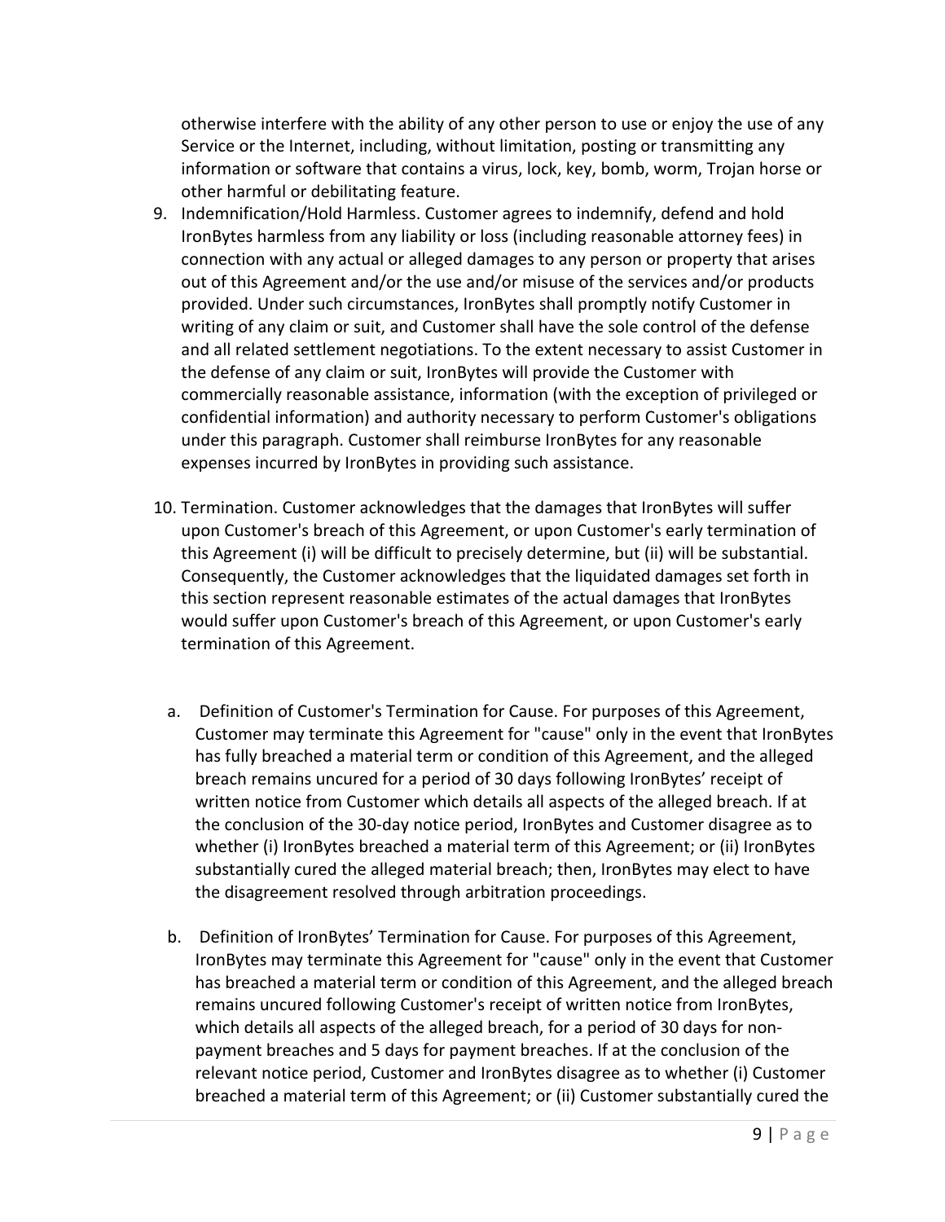otherwise interfere with the ability of any other person to use or enjoy the use of any Service or the Internet, including, without limitation, posting or transmitting any information or software that contains a virus, lock, key, bomb, worm, Trojan horse or other harmful or debilitating feature.

9. Indemnification/Hold Harmless. Customer agrees to indemnify, defend and hold IronBytes harmless from any liability or loss (including reasonable attorney fees) in connection with any actual or alleged damages to any person or property that arises out of this Agreement and/or the use and/or misuse of the services and/or products provided. Under such circumstances, IronBytes shall promptly notify Customer in writing of any claim or suit, and Customer shall have the sole control of the defense and all related settlement negotiations. To the extent necessary to assist Customer in the defense of any claim or suit, IronBytes will provide the Customer with commercially reasonable assistance, information (with the exception of privileged or confidential information) and authority necessary to perform Customer's obligations under this paragraph. Customer shall reimburse IronBytes for any reasonable expenses incurred by IronBytes in providing such assistance.

10. Termination. Customer acknowledges that the damages that IronBytes will suffer upon Customer's breach of this Agreement, or upon Customer's early termination of this Agreement (i) will be difficult to precisely determine, but (ii) will be substantial. Consequently, the Customer acknowledges that the liquidated damages set forth in this section represent reasonable estimates of the actual damages that IronBytes would suffer upon Customer's breach of this Agreement, or upon Customer's early termination of this Agreement.

    a. Definition of Customer's Termination for Cause. For purposes of this Agreement, Customer may terminate this Agreement for "cause" only in the event that IronBytes has fully breached a material term or condition of this Agreement, and the alleged breach remains uncured for a period of 30 days following IronBytes' receipt of written notice from Customer which details all aspects of the alleged breach. If at the conclusion of the 30-day notice period, IronBytes and Customer disagree as to whether (i) IronBytes breached a material term of this Agreement; or (ii) IronBytes substantially cured the alleged material breach; then, IronBytes may elect to have the disagreement resolved through arbitration proceedings.

    b. Definition of IronBytes' Termination for Cause. For purposes of this Agreement, IronBytes may terminate this Agreement for "cause" only in the event that Customer has breached a material term or condition of this Agreement, and the alleged breach remains uncured following Customer's receipt of written notice from IronBytes, which details all aspects of the alleged breach, for a period of 30 days for non-payment breaches and 5 days for payment breaches. If at the conclusion of the relevant notice period, Customer and IronBytes disagree as to whether (i) Customer breached a material term of this Agreement; or (ii) Customer substantially cured the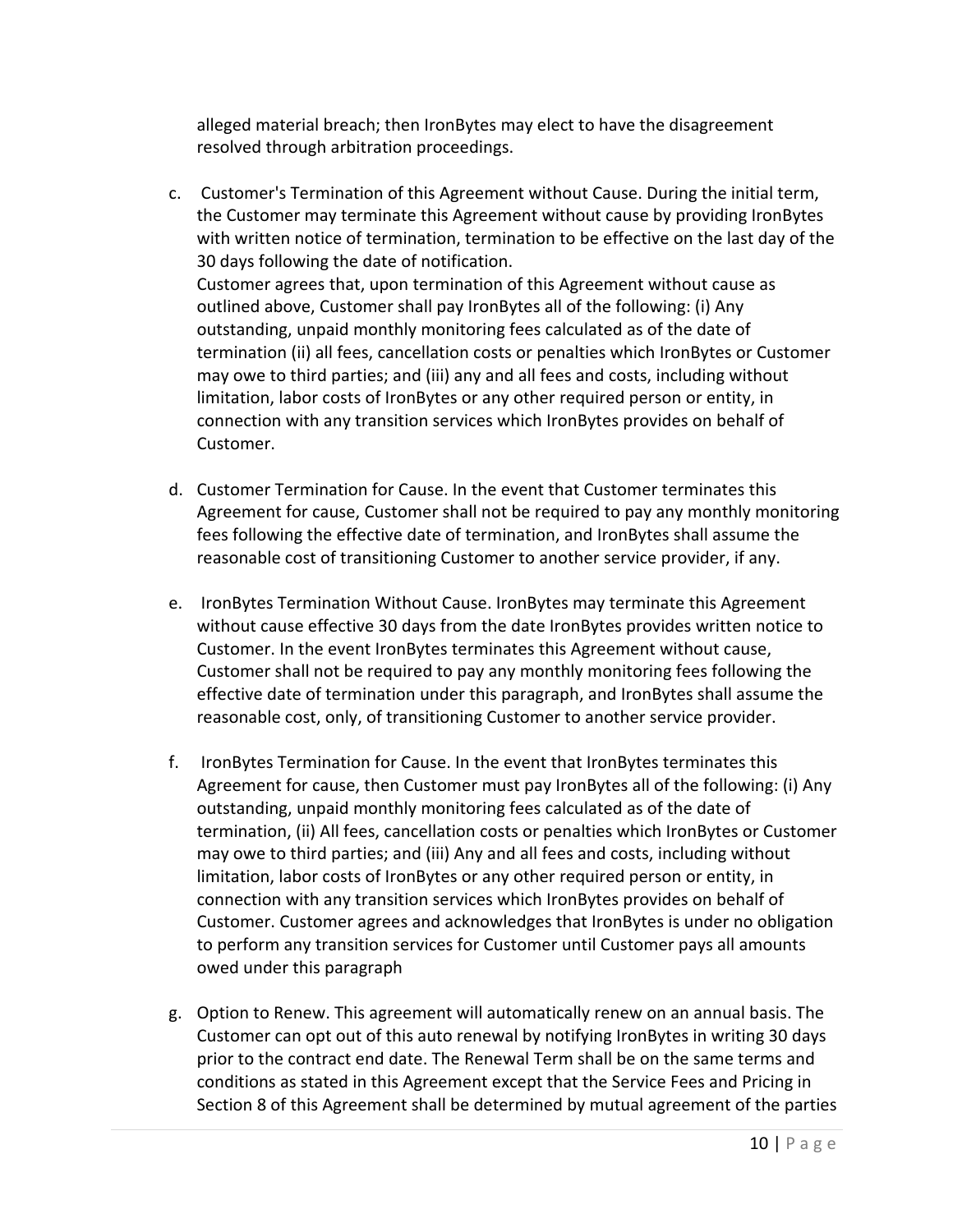alleged material breach; then IronBytes may elect to have the disagreement resolved through arbitration proceedings.

c. Customer's Termination of this Agreement without Cause. During the initial term, the Customer may terminate this Agreement without cause by providing IronBytes with written notice of termination, termination to be effective on the last day of the 30 days following the date of notification.
   Customer agrees that, upon termination of this Agreement without cause as outlined above, Customer shall pay IronBytes all of the following: (i) Any outstanding, unpaid monthly monitoring fees calculated as of the date of termination (ii) all fees, cancellation costs or penalties which IronBytes or Customer may owe to third parties; and (iii) any and all fees and costs, including without limitation, labor costs of IronBytes or any other required person or entity, in connection with any transition services which IronBytes provides on behalf of Customer.

d. Customer Termination for Cause. In the event that Customer terminates this Agreement for cause, Customer shall not be required to pay any monthly monitoring fees following the effective date of termination, and IronBytes shall assume the reasonable cost of transitioning Customer to another service provider, if any.

e. IronBytes Termination Without Cause. IronBytes may terminate this Agreement without cause effective 30 days from the date IronBytes provides written notice to Customer. In the event IronBytes terminates this Agreement without cause, Customer shall not be required to pay any monthly monitoring fees following the effective date of termination under this paragraph, and IronBytes shall assume the reasonable cost, only, of transitioning Customer to another service provider.

f. IronBytes Termination for Cause. In the event that IronBytes terminates this Agreement for cause, then Customer must pay IronBytes all of the following: (i) Any outstanding, unpaid monthly monitoring fees calculated as of the date of termination, (ii) All fees, cancellation costs or penalties which IronBytes or Customer may owe to third parties; and (iii) Any and all fees and costs, including without limitation, labor costs of IronBytes or any other required person or entity, in connection with any transition services which IronBytes provides on behalf of Customer. Customer agrees and acknowledges that IronBytes is under no obligation to perform any transition services for Customer until Customer pays all amounts owed under this paragraph

g. Option to Renew. This agreement will automatically renew on an annual basis. The Customer can opt out of this auto renewal by notifying IronBytes in writing 30 days prior to the contract end date. The Renewal Term shall be on the same terms and conditions as stated in this Agreement except that the Service Fees and Pricing in Section 8 of this Agreement shall be determined by mutual agreement of the parties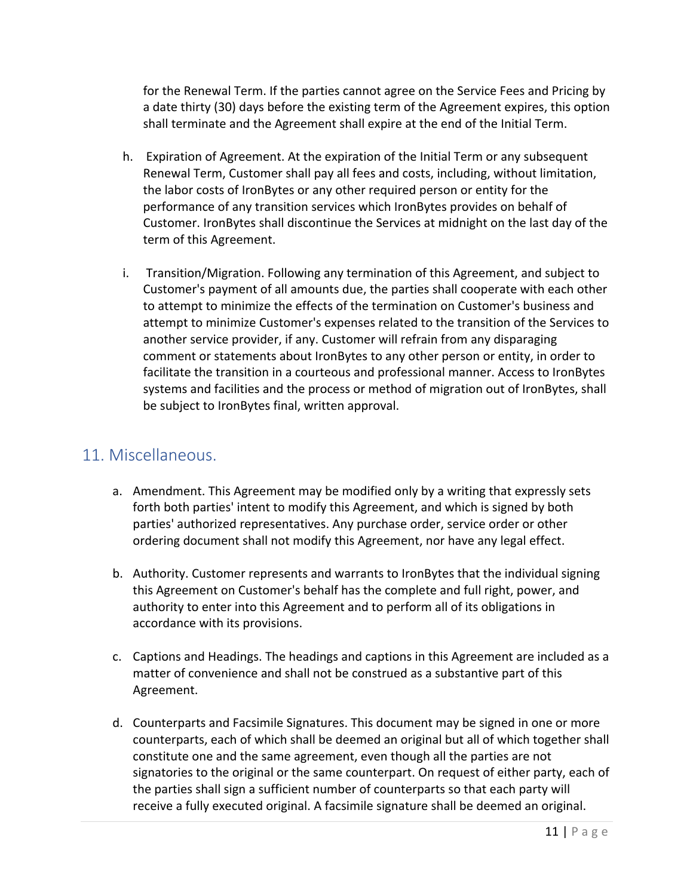for the Renewal Term. If the parties cannot agree on the Service Fees and Pricing by a date thirty (30) days before the existing term of the Agreement expires, this option shall terminate and the Agreement shall expire at the end of the Initial Term.

h. Expiration of Agreement. At the expiration of the Initial Term or any subsequent Renewal Term, Customer shall pay all fees and costs, including, without limitation, the labor costs of IronBytes or any other required person or entity for the performance of any transition services which IronBytes provides on behalf of Customer. IronBytes shall discontinue the Services at midnight on the last day of the term of this Agreement.

i. Transition/Migration. Following any termination of this Agreement, and subject to Customer's payment of all amounts due, the parties shall cooperate with each other to attempt to minimize the effects of the termination on Customer's business and attempt to minimize Customer's expenses related to the transition of the Services to another service provider, if any. Customer will refrain from any disparaging comment or statements about IronBytes to any other person or entity, in order to facilitate the transition in a courteous and professional manner. Access to IronBytes systems and facilities and the process or method of migration out of IronBytes, shall be subject to IronBytes final, written approval.

## 11. Miscellaneous.

a. Amendment. This Agreement may be modified only by a writing that expressly sets forth both parties' intent to modify this Agreement, and which is signed by both parties' authorized representatives. Any purchase order, service order or other ordering document shall not modify this Agreement, nor have any legal effect.

b. Authority. Customer represents and warrants to IronBytes that the individual signing this Agreement on Customer's behalf has the complete and full right, power, and authority to enter into this Agreement and to perform all of its obligations in accordance with its provisions.

c. Captions and Headings. The headings and captions in this Agreement are included as a matter of convenience and shall not be construed as a substantive part of this Agreement.

d. Counterparts and Facsimile Signatures. This document may be signed in one or more counterparts, each of which shall be deemed an original but all of which together shall constitute one and the same agreement, even though all the parties are not signatories to the original or the same counterpart. On request of either party, each of the parties shall sign a sufficient number of counterparts so that each party will receive a fully executed original. A facsimile signature shall be deemed an original.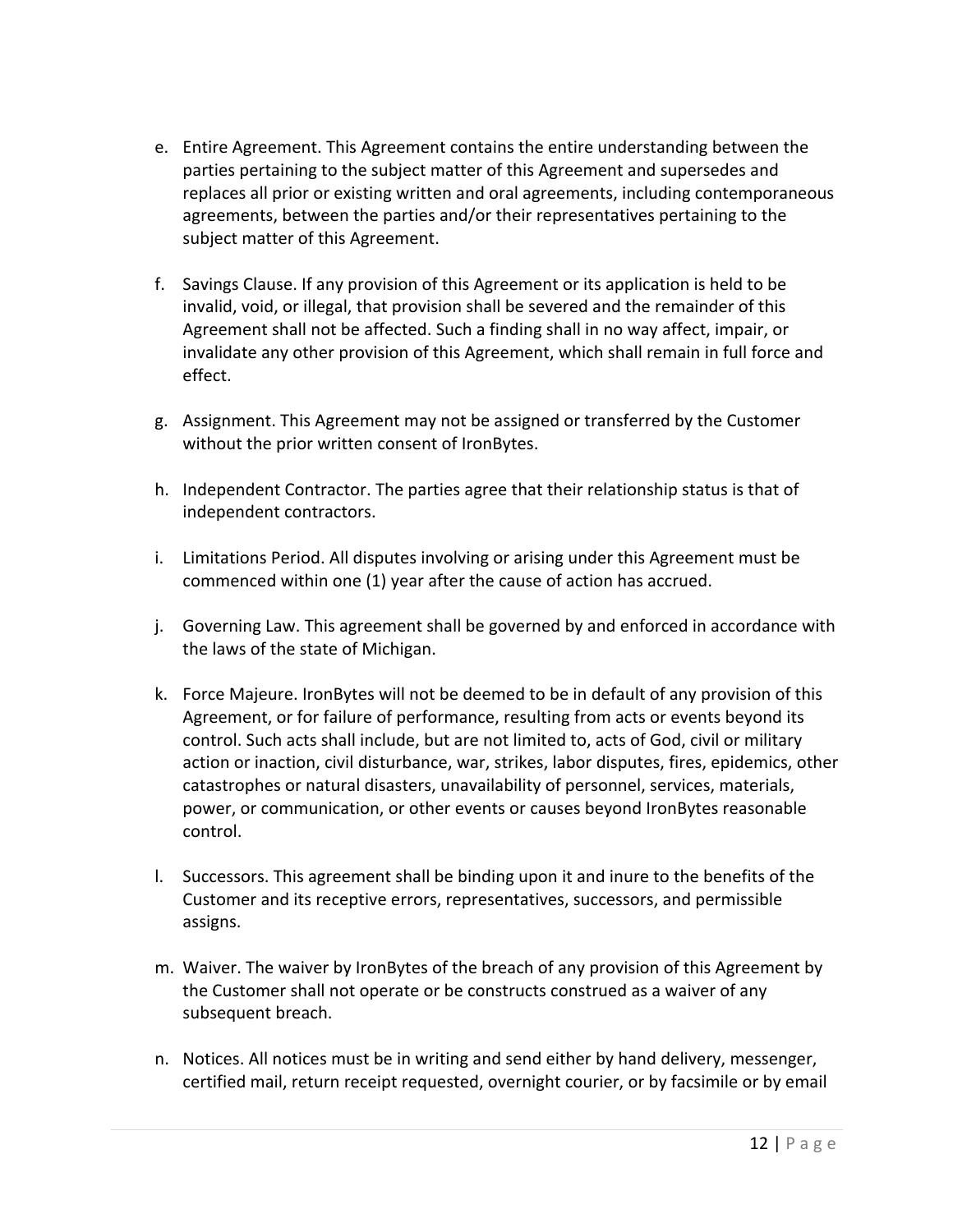e. Entire Agreement. This Agreement contains the entire understanding between the parties pertaining to the subject matter of this Agreement and supersedes and replaces all prior or existing written and oral agreements, including contemporaneous agreements, between the parties and/or their representatives pertaining to the subject matter of this Agreement.

f. Savings Clause. If any provision of this Agreement or its application is held to be invalid, void, or illegal, that provision shall be severed and the remainder of this Agreement shall not be affected. Such a finding shall in no way affect, impair, or invalidate any other provision of this Agreement, which shall remain in full force and effect.

g. Assignment. This Agreement may not be assigned or transferred by the Customer without the prior written consent of IronBytes.

h. Independent Contractor. The parties agree that their relationship status is that of independent contractors.

i. Limitations Period. All disputes involving or arising under this Agreement must be commenced within one (1) year after the cause of action has accrued.

j. Governing Law. This agreement shall be governed by and enforced in accordance with the laws of the state of Michigan.

k. Force Majeure. IronBytes will not be deemed to be in default of any provision of this Agreement, or for failure of performance, resulting from acts or events beyond its control. Such acts shall include, but are not limited to, acts of God, civil or military action or inaction, civil disturbance, war, strikes, labor disputes, fires, epidemics, other catastrophes or natural disasters, unavailability of personnel, services, materials, power, or communication, or other events or causes beyond IronBytes reasonable control.

l. Successors. This agreement shall be binding upon it and inure to the benefits of the Customer and its receptive errors, representatives, successors, and permissible assigns.

m. Waiver. The waiver by IronBytes of the breach of any provision of this Agreement by the Customer shall not operate or be constructs construed as a waiver of any subsequent breach.

n. Notices. All notices must be in writing and send either by hand delivery, messenger, certified mail, return receipt requested, overnight courier, or by facsimile or by email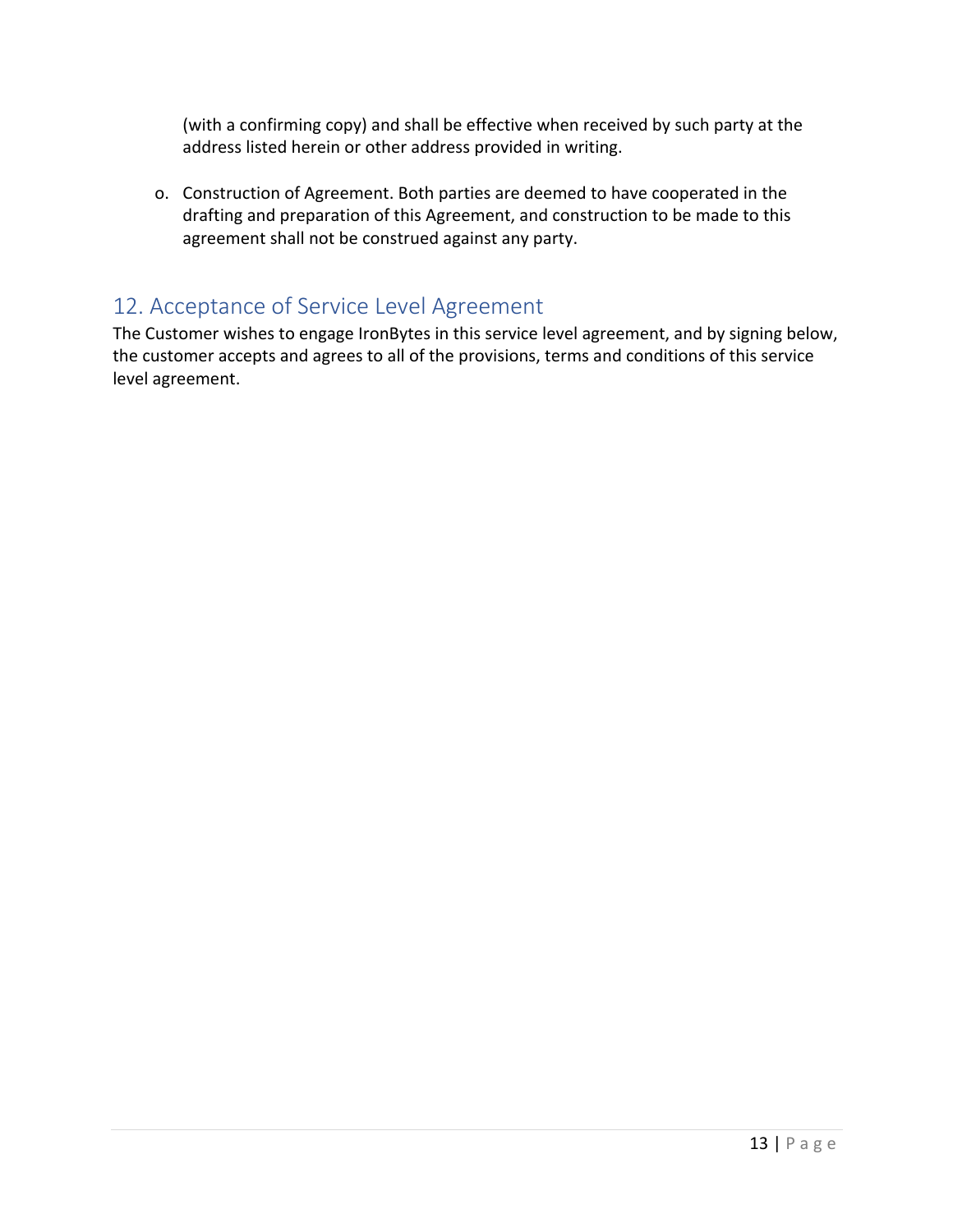(with a confirming copy) and shall be effective when received by such party at the address listed herein or other address provided in writing.

o. Construction of Agreement. Both parties are deemed to have cooperated in the drafting and preparation of this Agreement, and construction to be made to this agreement shall not be construed against any party.

## 12. Acceptance of Service Level Agreement

The Customer wishes to engage IronBytes in this service level agreement, and by signing below, the customer accepts and agrees to all of the provisions, terms and conditions of this service level agreement.